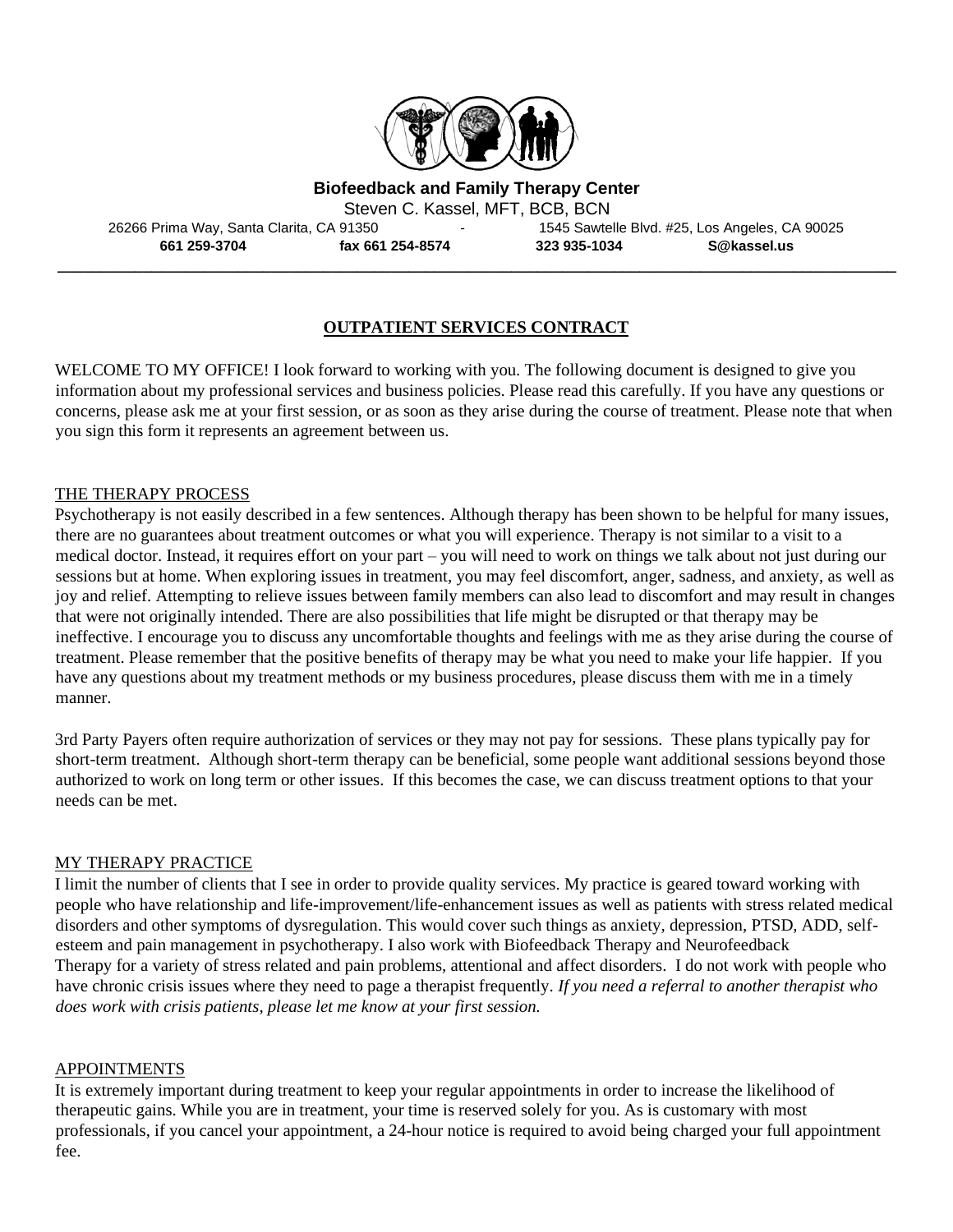**Biofeedback and Family Therapy Center**

Steven C. Kassel, MFT, BCB, BCN

26266 Prima Way, Santa Clarita, CA 91350 - 1545 Sawtelle Blvd. #25, Los Angeles, CA 90025

**661 259-3704** **fax 661 254-8574** **323 935-1034** **S@kassel.us**

---

## OUTPATIENT SERVICES CONTRACT

WELCOME TO MY OFFICE! I look forward to working with you. The following document is designed to give you information about my professional services and business policies. Please read this carefully. If you have any questions or concerns, please ask me at your first session, or as soon as they arise during the course of treatment. Please note that when you sign this form it represents an agreement between us.

### THE THERAPY PROCESS

Psychotherapy is not easily described in a few sentences. Although therapy has been shown to be helpful for many issues, there are no guarantees about treatment outcomes or what you will experience. Therapy is not similar to a visit to a medical doctor. Instead, it requires effort on your part – you will need to work on things we talk about not just during our sessions but at home. When exploring issues in treatment, you may feel discomfort, anger, sadness, and anxiety, as well as joy and relief. Attempting to relieve issues between family members can also lead to discomfort and may result in changes that were not originally intended. There are also possibilities that life might be disrupted or that therapy may be ineffective. I encourage you to discuss any uncomfortable thoughts and feelings with me as they arise during the course of treatment. Please remember that the positive benefits of therapy may be what you need to make your life happier. If you have any questions about my treatment methods or my business procedures, please discuss them with me in a timely manner.

3rd Party Payers often require authorization of services or they may not pay for sessions. These plans typically pay for short-term treatment. Although short-term therapy can be beneficial, some people want additional sessions beyond those authorized to work on long term or other issues. If this becomes the case, we can discuss treatment options to that your needs can be met.

### MY THERAPY PRACTICE

I limit the number of clients that I see in order to provide quality services. My practice is geared toward working with people who have relationship and life-improvement/life-enhancement issues as well as patients with stress related medical disorders and other symptoms of dysregulation. This would cover such things as anxiety, depression, PTSD, ADD, self-esteem and pain management in psychotherapy. I also work with Biofeedback Therapy and Neurofeedback Therapy for a variety of stress related and pain problems, attentional and affect disorders. I do not work with people who have chronic crisis issues where they need to page a therapist frequently. *If you need a referral to another therapist who does work with crisis patients, please let me know at your first session.*

### APPOINTMENTS

It is extremely important during treatment to keep your regular appointments in order to increase the likelihood of therapeutic gains. While you are in treatment, your time is reserved solely for you. As is customary with most professionals, if you cancel your appointment, a 24-hour notice is required to avoid being charged your full appointment fee.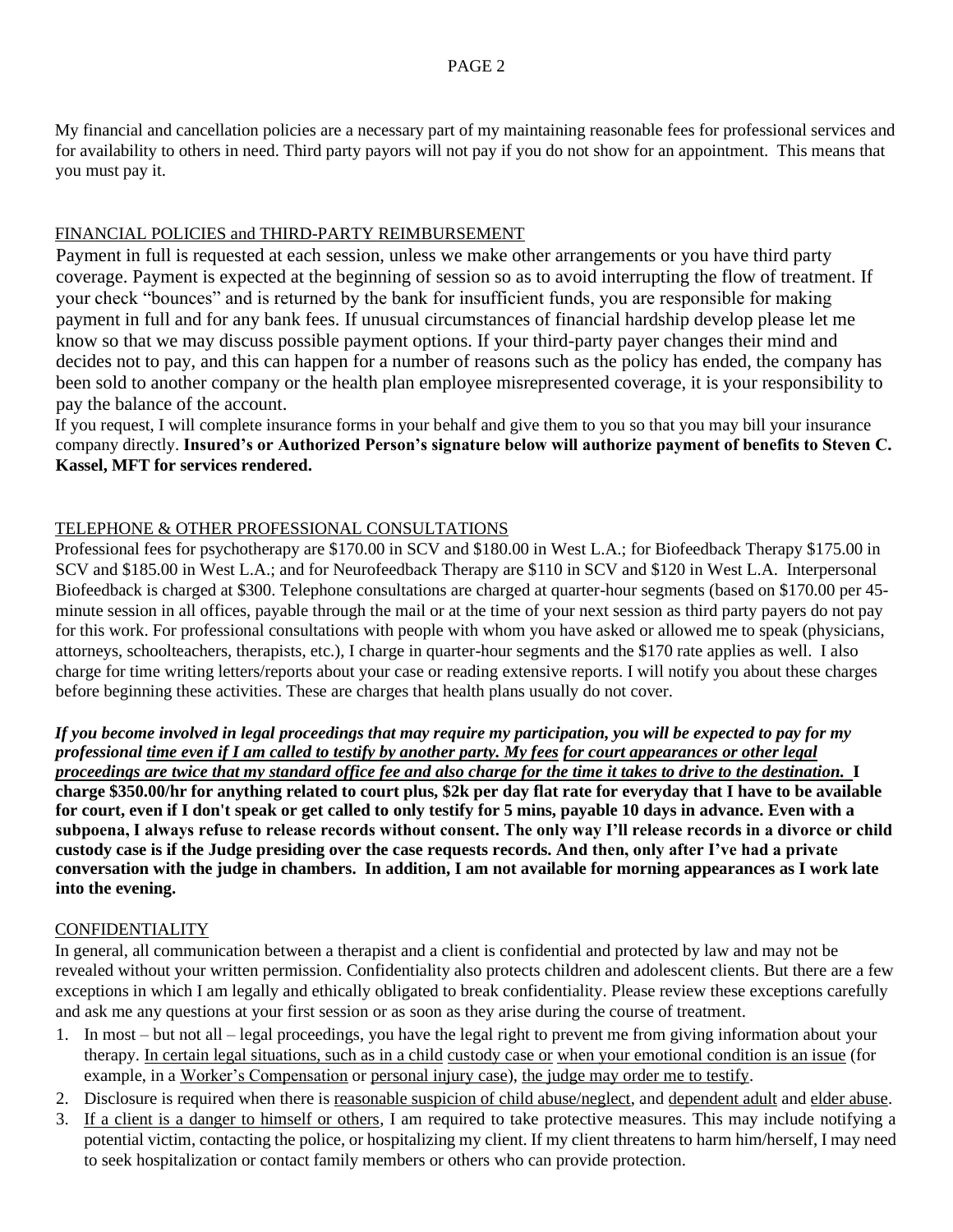My financial and cancellation policies are a necessary part of my maintaining reasonable fees for professional services and for availability to others in need. Third party payors will not pay if you do not show for an appointment. This means that you must pay it.

## FINANCIAL POLICIES and THIRD-PARTY REIMBURSEMENT

Payment in full is requested at each session, unless we make other arrangements or you have third party coverage. Payment is expected at the beginning of session so as to avoid interrupting the flow of treatment. If your check "bounces" and is returned by the bank for insufficient funds, you are responsible for making payment in full and for any bank fees. If unusual circumstances of financial hardship develop please let me know so that we may discuss possible payment options. If your third-party payer changes their mind and decides not to pay, and this can happen for a number of reasons such as the policy has ended, the company has been sold to another company or the health plan employee misrepresented coverage, it is your responsibility to pay the balance of the account.

If you request, I will complete insurance forms in your behalf and give them to you so that you may bill your insurance company directly. **Insured's or Authorized Person's signature below will authorize payment of benefits to Steven C. Kassel, MFT for services rendered.**

## TELEPHONE & OTHER PROFESSIONAL CONSULTATIONS

Professional fees for psychotherapy are $170.00 in SCV and $180.00 in West L.A.; for Biofeedback Therapy $175.00 in SCV and $185.00 in West L.A.; and for Neurofeedback Therapy are $110 in SCV and $120 in West L.A. Interpersonal Biofeedback is charged at $300. Telephone consultations are charged at quarter-hour segments (based on $170.00 per 45-minute session in all offices, payable through the mail or at the time of your next session as third party payers do not pay for this work. For professional consultations with people with whom you have asked or allowed me to speak (physicians, attorneys, schoolteachers, therapists, etc.), I charge in quarter-hour segments and the $170 rate applies as well. I also charge for time writing letters/reports about your case or reading extensive reports. I will notify you about these charges before beginning these activities. These are charges that health plans usually do not cover.

***If you become involved in legal proceedings that may require my participation, you will be expected to pay for my professional time even if I am called to testify by another party. My fees for court appearances or other legal proceedings are twice that my standard office fee and also charge for the time it takes to drive to the destination.*** **I charge $350.00/hr for anything related to court plus, $2k per day flat rate for everyday that I have to be available for court, even if I don't speak or get called to only testify for 5 mins, payable 10 days in advance. Even with a subpoena, I always refuse to release records without consent. The only way I'll release records in a divorce or child custody case is if the Judge presiding over the case requests records. And then, only after I've had a private conversation with the judge in chambers. In addition, I am not available for morning appearances as I work late into the evening.**

## CONFIDENTIALITY

In general, all communication between a therapist and a client is confidential and protected by law and may not be revealed without your written permission. Confidentiality also protects children and adolescent clients. But there are a few exceptions in which I am legally and ethically obligated to break confidentiality. Please review these exceptions carefully and ask me any questions at your first session or as soon as they arise during the course of treatment.

1. In most – but not all – legal proceedings, you have the legal right to prevent me from giving information about your therapy. In certain legal situations, such as in a child custody case or when your emotional condition is an issue (for example, in a Worker's Compensation or personal injury case), the judge may order me to testify.
2. Disclosure is required when there is reasonable suspicion of child abuse/neglect, and dependent adult and elder abuse.
3. If a client is a danger to himself or others, I am required to take protective measures. This may include notifying a potential victim, contacting the police, or hospitalizing my client. If my client threatens to harm him/herself, I may need to seek hospitalization or contact family members or others who can provide protection.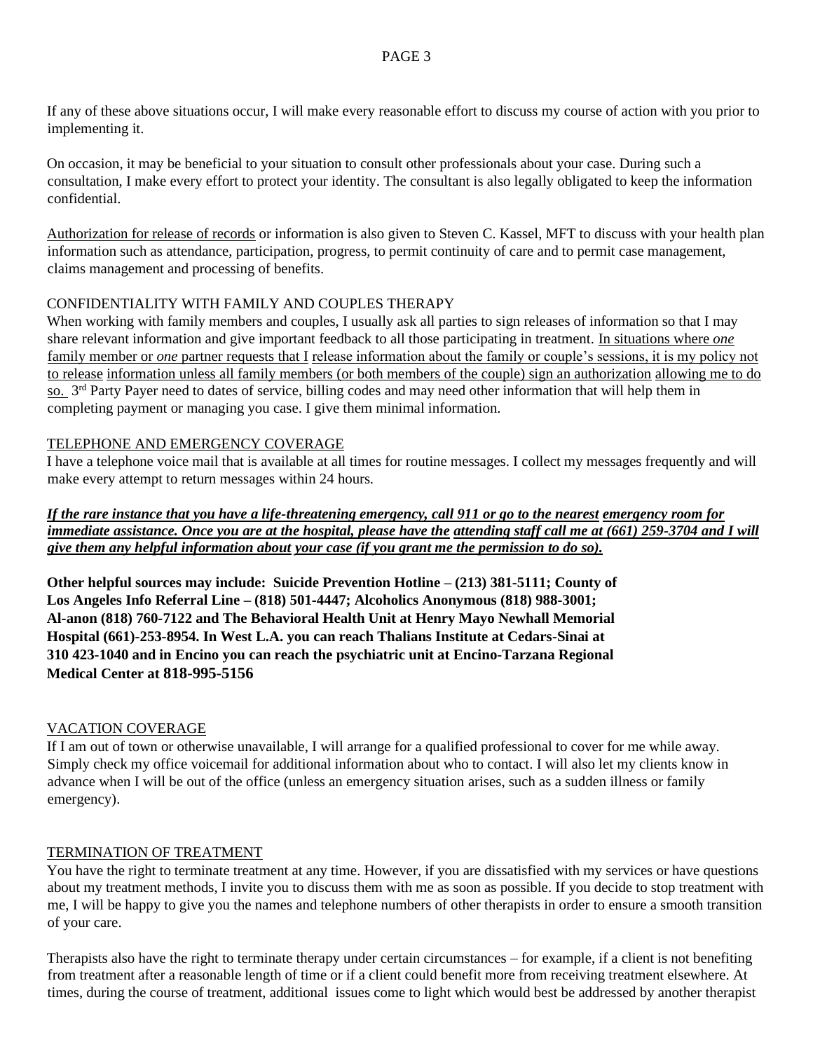If any of these above situations occur, I will make every reasonable effort to discuss my course of action with you prior to implementing it.

On occasion, it may be beneficial to your situation to consult other professionals about your case. During such a consultation, I make every effort to protect your identity. The consultant is also legally obligated to keep the information confidential.

<u>Authorization for release of records</u> or information is also given to Steven C. Kassel, MFT to discuss with your health plan information such as attendance, participation, progress, to permit continuity of care and to permit case management, claims management and processing of benefits.

CONFIDENTIALITY WITH FAMILY AND COUPLES THERAPY

When working with family members and couples, I usually ask all parties to sign releases of information so that I may share relevant information and give important feedback to all those participating in treatment. <u>In situations where *one* family member or *one* partner requests that I release information about the family or couple's sessions, it is my policy not to release information unless all family members (or both members of the couple) sign an authorization allowing me to do so.</u> 3rd Party Payer need to dates of service, billing codes and may need other information that will help them in completing payment or managing you case. I give them minimal information.

<u>TELEPHONE AND EMERGENCY COVERAGE</u>

I have a telephone voice mail that is available at all times for routine messages. I collect my messages frequently and will make every attempt to return messages within 24 hours.

***<u>If the rare instance that you have a life-threatening emergency, call 911 or go to the nearest emergency room for immediate assistance. Once you are at the hospital, please have the attending staff call me at (661) 259-3704 and I will give them any helpful information about your case (if you grant me the permission to do so).</u>***

**Other helpful sources may include: Suicide Prevention Hotline – (213) 381-5111; County of Los Angeles Info Referral Line – (818) 501-4447; Alcoholics Anonymous (818) 988-3001; Al-anon (818) 760-7122 and The Behavioral Health Unit at Henry Mayo Newhall Memorial Hospital (661)-253-8954. In West L.A. you can reach Thalians Institute at Cedars-Sinai at 310 423-1040 and in Encino you can reach the psychiatric unit at Encino-Tarzana Regional Medical Center at 818-995-5156**

<u>VACATION COVERAGE</u>

If I am out of town or otherwise unavailable, I will arrange for a qualified professional to cover for me while away. Simply check my office voicemail for additional information about who to contact. I will also let my clients know in advance when I will be out of the office (unless an emergency situation arises, such as a sudden illness or family emergency).

<u>TERMINATION OF TREATMENT</u>

You have the right to terminate treatment at any time. However, if you are dissatisfied with my services or have questions about my treatment methods, I invite you to discuss them with me as soon as possible. If you decide to stop treatment with me, I will be happy to give you the names and telephone numbers of other therapists in order to ensure a smooth transition of your care.

Therapists also have the right to terminate therapy under certain circumstances – for example, if a client is not benefiting from treatment after a reasonable length of time or if a client could benefit more from receiving treatment elsewhere. At times, during the course of treatment, additional issues come to light which would best be addressed by another therapist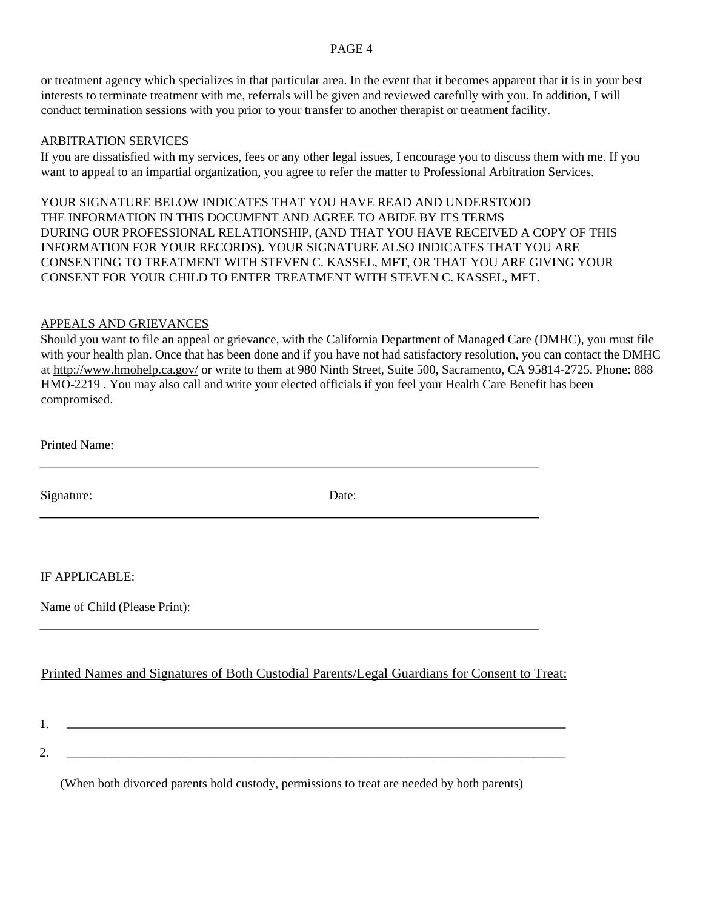or treatment agency which specializes in that particular area. In the event that it becomes apparent that it is in your best interests to terminate treatment with me, referrals will be given and reviewed carefully with you. In addition, I will conduct termination sessions with you prior to your transfer to another therapist or treatment facility.

ARBITRATION SERVICES

If you are dissatisfied with my services, fees or any other legal issues, I encourage you to discuss them with me. If you want to appeal to an impartial organization, you agree to refer the matter to Professional Arbitration Services.

YOUR SIGNATURE BELOW INDICATES THAT YOU HAVE READ AND UNDERSTOOD THE INFORMATION IN THIS DOCUMENT AND AGREE TO ABIDE BY ITS TERMS DURING OUR PROFESSIONAL RELATIONSHIP, (AND THAT YOU HAVE RECEIVED A COPY OF THIS INFORMATION FOR YOUR RECORDS). YOUR SIGNATURE ALSO INDICATES THAT YOU ARE CONSENTING TO TREATMENT WITH STEVEN C. KASSEL, MFT, OR THAT YOU ARE GIVING YOUR CONSENT FOR YOUR CHILD TO ENTER TREATMENT WITH STEVEN C. KASSEL, MFT.

APPEALS AND GRIEVANCES

Should you want to file an appeal or grievance, with the California Department of Managed Care (DMHC), you must file with your health plan. Once that has been done and if you have not had satisfactory resolution, you can contact the DMHC at http://www.hmohelp.ca.gov/ or write to them at 980 Ninth Street, Suite 500, Sacramento, CA 95814-2725. Phone: 888 HMO-2219 . You may also call and write your elected officials if you feel your Health Care Benefit has been compromised.

Printed Name:

______________________________________________________________________

Signature: Date:

______________________________________________________________________

IF APPLICABLE:

Name of Child (Please Print):

______________________________________________________________________

Printed Names and Signatures of Both Custodial Parents/Legal Guardians for Consent to Treat:

1. ______________________________________________________________________

2. ______________________________________________________________________

(When both divorced parents hold custody, permissions to treat are needed by both parents)